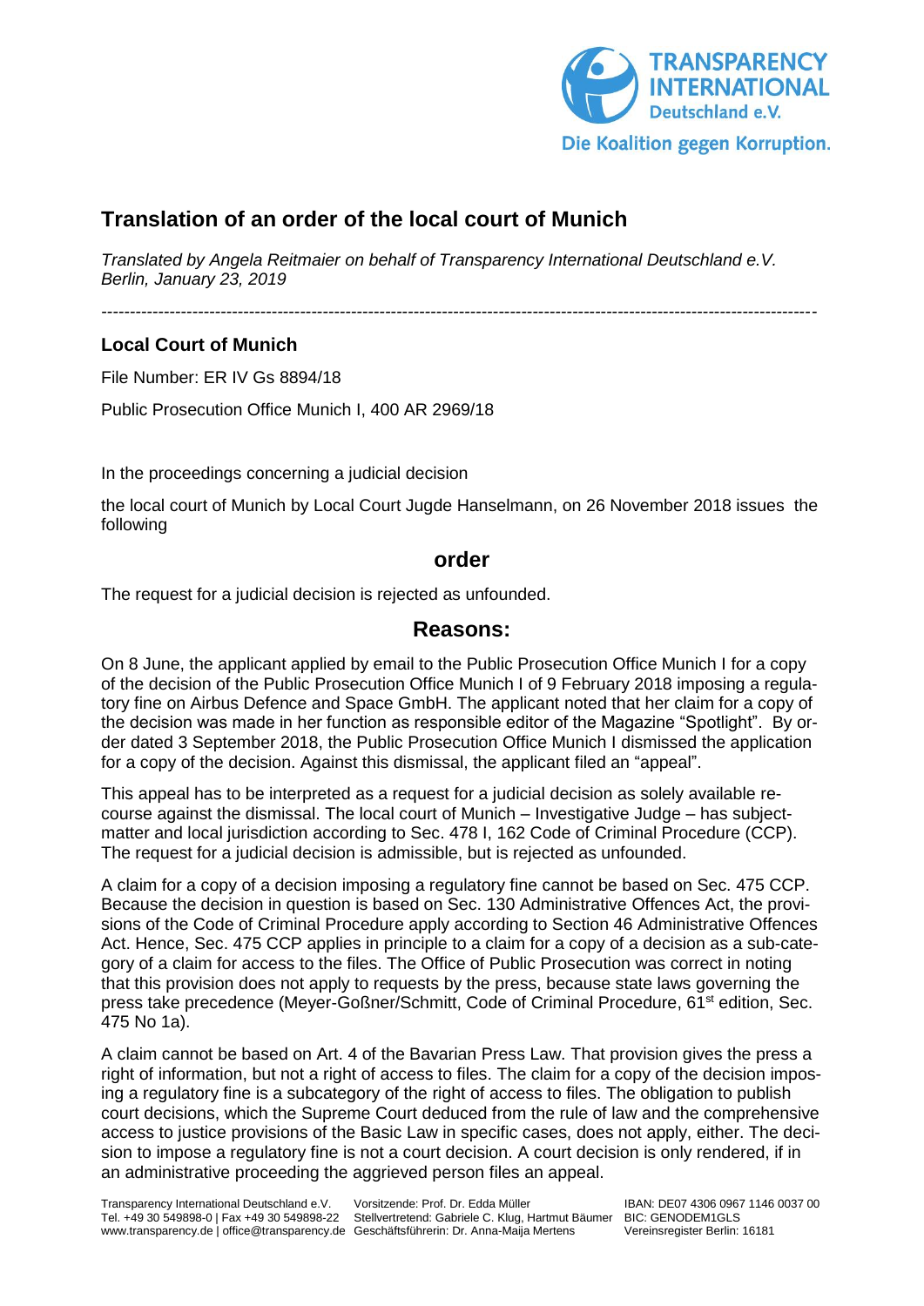# Translation of an order of the local court of Munich

*Translated by Angela Reitmaier on behalf of Transparency International Deutschland e.V. Berlin, January 23, 2019*

---

**Local Court of Munich**

File Number: ER IV Gs 8894/18

Public Prosecution Office Munich I, 400 AR 2969/18

In the proceedings concerning a judicial decision

the local court of Munich by Local Court Jugde Hanselmann, on 26 November 2018 issues the following

## order

The request for a judicial decision is rejected as unfounded.

## Reasons:

On 8 June, the applicant applied by email to the Public Prosecution Office Munich I for a copy of the decision of the Public Prosecution Office Munich I of 9 February 2018 imposing a regulatory fine on Airbus Defence and Space GmbH. The applicant noted that her claim for a copy of the decision was made in her function as responsible editor of the Magazine "Spotlight". By order dated 3 September 2018, the Public Prosecution Office Munich I dismissed the application for a copy of the decision. Against this dismissal, the applicant filed an "appeal".

This appeal has to be interpreted as a request for a judicial decision as solely available recourse against the dismissal. The local court of Munich – Investigative Judge – has subject-matter and local jurisdiction according to Sec. 478 I, 162 Code of Criminal Procedure (CCP). The request for a judicial decision is admissible, but is rejected as unfounded.

A claim for a copy of a decision imposing a regulatory fine cannot be based on Sec. 475 CCP. Because the decision in question is based on Sec. 130 Administrative Offences Act, the provisions of the Code of Criminal Procedure apply according to Section 46 Administrative Offences Act. Hence, Sec. 475 CCP applies in principle to a claim for a copy of a decision as a sub-category of a claim for access to the files. The Office of Public Prosecution was correct in noting that this provision does not apply to requests by the press, because state laws governing the press take precedence (Meyer-Goßner/Schmitt, Code of Criminal Procedure, 61st edition, Sec. 475 No 1a).

A claim cannot be based on Art. 4 of the Bavarian Press Law. That provision gives the press a right of information, but not a right of access to files. The claim for a copy of the decision imposing a regulatory fine is a subcategory of the right of access to files. The obligation to publish court decisions, which the Supreme Court deduced from the rule of law and the comprehensive access to justice provisions of the Basic Law in specific cases, does not apply, either. The decision to impose a regulatory fine is not a court decision. A court decision is only rendered, if in an administrative proceeding the aggrieved person files an appeal.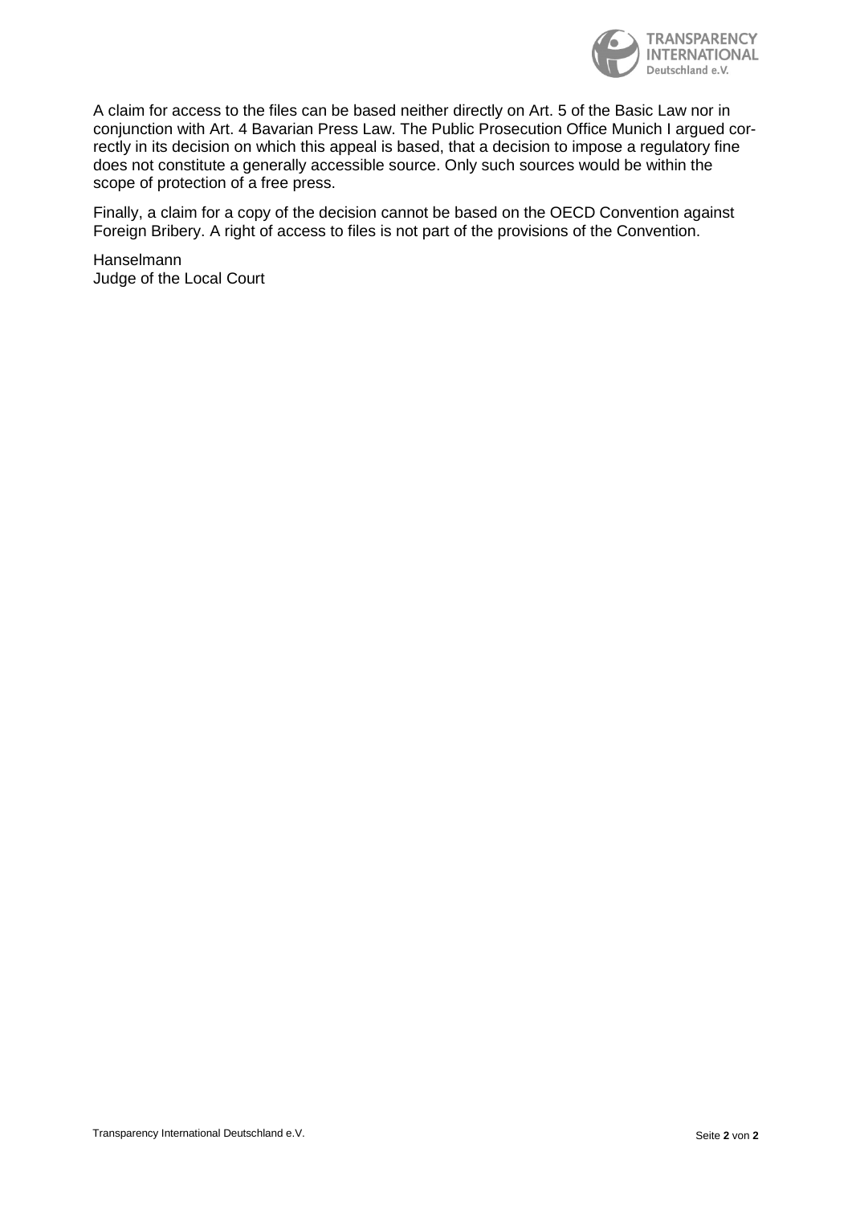A claim for access to the files can be based neither directly on Art. 5 of the Basic Law nor in conjunction with Art. 4 Bavarian Press Law. The Public Prosecution Office Munich I argued correctly in its decision on which this appeal is based, that a decision to impose a regulatory fine does not constitute a generally accessible source. Only such sources would be within the scope of protection of a free press.

Finally, a claim for a copy of the decision cannot be based on the OECD Convention against Foreign Bribery. A right of access to files is not part of the provisions of the Convention.

Hanselmann
Judge of the Local Court